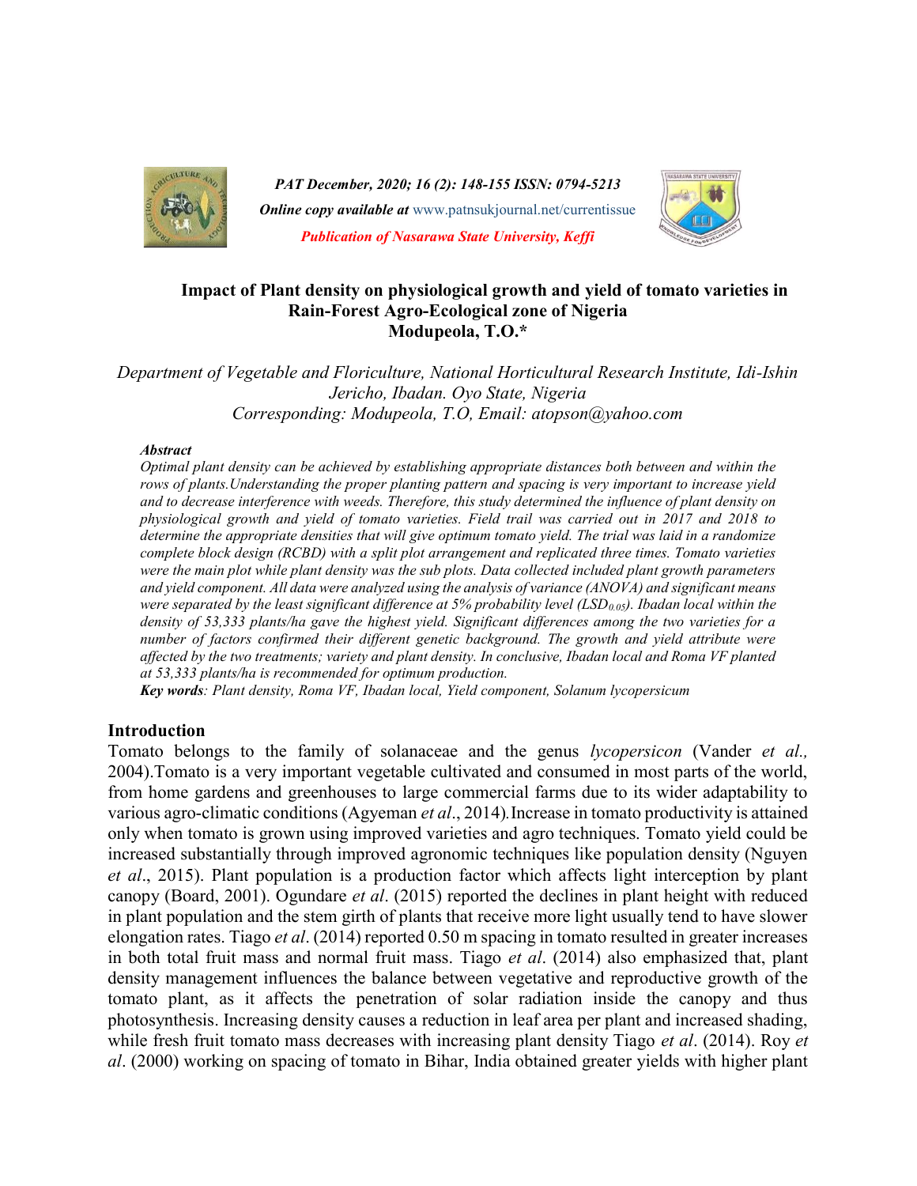# Impact of Plant density on physiological growth and yield of tomato varieties in Rain-Forest Agro-Ecological zone of Nigeria

**Modupeola, T.O.***

*Department of Vegetable and Floriculture, National Horticultural Research Institute, Idi-Ishin Jericho, Ibadan. Oyo State, Nigeria*
*Corresponding: Modupeola, T.O, Email: atopson@yahoo.com*

***Abstract***

*Optimal plant density can be achieved by establishing appropriate distances both between and within the rows of plants.Understanding the proper planting pattern and spacing is very important to increase yield and to decrease interference with weeds. Therefore, this study determined the influence of plant density on physiological growth and yield of tomato varieties. Field trail was carried out in 2017 and 2018 to determine the appropriate densities that will give optimum tomato yield. The trial was laid in a randomize complete block design (RCBD) with a split plot arrangement and replicated three times. Tomato varieties were the main plot while plant density was the sub plots. Data collected included plant growth parameters and yield component. All data were analyzed using the analysis of variance (ANOVA) and significant means were separated by the least significant difference at 5% probability level ($LSD_{0.05}$). Ibadan local within the density of 53,333 plants/ha gave the highest yield. Significant differences among the two varieties for a number of factors confirmed their different genetic background. The growth and yield attribute were affected by the two treatments; variety and plant density. In conclusive, Ibadan local and Roma VF planted at 53,333 plants/ha is recommended for optimum production.*

***Key words**: Plant density, Roma VF, Ibadan local, Yield component, Solanum lycopersicum*

## Introduction

Tomato belongs to the family of solanaceae and the genus *lycopersicon* (Vander *et al.,* 2004).Tomato is a very important vegetable cultivated and consumed in most parts of the world, from home gardens and greenhouses to large commercial farms due to its wider adaptability to various agro-climatic conditions (Agyeman *et al*., 2014).Increase in tomato productivity is attained only when tomato is grown using improved varieties and agro techniques. Tomato yield could be increased substantially through improved agronomic techniques like population density (Nguyen *et al*., 2015). Plant population is a production factor which affects light interception by plant canopy (Board, 2001). Ogundare *et al*. (2015) reported the declines in plant height with reduced in plant population and the stem girth of plants that receive more light usually tend to have slower elongation rates. Tiago *et al*. (2014) reported 0.50 m spacing in tomato resulted in greater increases in both total fruit mass and normal fruit mass. Tiago *et al*. (2014) also emphasized that, plant density management influences the balance between vegetative and reproductive growth of the tomato plant, as it affects the penetration of solar radiation inside the canopy and thus photosynthesis. Increasing density causes a reduction in leaf area per plant and increased shading, while fresh fruit tomato mass decreases with increasing plant density Tiago *et al*. (2014). Roy *et al*. (2000) working on spacing of tomato in Bihar, India obtained greater yields with higher plant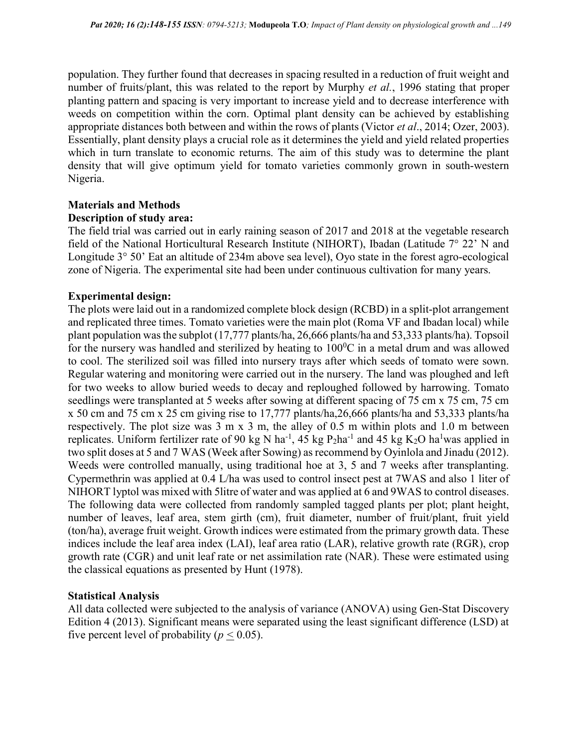population. They further found that decreases in spacing resulted in a reduction of fruit weight and number of fruits/plant, this was related to the report by Murphy *et al.*, 1996 stating that proper planting pattern and spacing is very important to increase yield and to decrease interference with weeds on competition within the corn. Optimal plant density can be achieved by establishing appropriate distances both between and within the rows of plants (Victor *et al*., 2014; Ozer, 2003). Essentially, plant density plays a crucial role as it determines the yield and yield related properties which in turn translate to economic returns. The aim of this study was to determine the plant density that will give optimum yield for tomato varieties commonly grown in south-western Nigeria.

## Materials and Methods

### Description of study area:

The field trial was carried out in early raining season of 2017 and 2018 at the vegetable research field of the National Horticultural Research Institute (NIHORT), Ibadan (Latitude 7° 22' N and Longitude 3° 50' Eat an altitude of 234m above sea level), Oyo state in the forest agro-ecological zone of Nigeria. The experimental site had been under continuous cultivation for many years.

### Experimental design:

The plots were laid out in a randomized complete block design (RCBD) in a split-plot arrangement and replicated three times. Tomato varieties were the main plot (Roma VF and Ibadan local) while plant population was the subplot (17,777 plants/ha, 26,666 plants/ha and 53,333 plants/ha). Topsoil for the nursery was handled and sterilized by heating to $100^0$C in a metal drum and was allowed to cool. The sterilized soil was filled into nursery trays after which seeds of tomato were sown. Regular watering and monitoring were carried out in the nursery. The land was ploughed and left for two weeks to allow buried weeds to decay and reploughed followed by harrowing. Tomato seedlings were transplanted at 5 weeks after sowing at different spacing of 75 cm x 75 cm, 75 cm x 50 cm and 75 cm x 25 cm giving rise to 17,777 plants/ha,26,666 plants/ha and 53,333 plants/ha respectively. The plot size was 3 m x 3 m, the alley of 0.5 m within plots and 1.0 m between replicates. Uniform fertilizer rate of 90 kg N $ha^{-1}$, 45 kg $P_2ha^{-1}$ and 45 kg $K_2O$ $ha^1$was applied in two split doses at 5 and 7 WAS (Week after Sowing) as recommend by Oyinlola and Jinadu (2012). Weeds were controlled manually, using traditional hoe at 3, 5 and 7 weeks after transplanting. Cypermethrin was applied at 0.4 L/ha was used to control insect pest at 7WAS and also 1 liter of NIHORT lyptol was mixed with 5litre of water and was applied at 6 and 9WAS to control diseases. The following data were collected from randomly sampled tagged plants per plot; plant height, number of leaves, leaf area, stem girth (cm), fruit diameter, number of fruit/plant, fruit yield (ton/ha), average fruit weight. Growth indices were estimated from the primary growth data. These indices include the leaf area index (LAI), leaf area ratio (LAR), relative growth rate (RGR), crop growth rate (CGR) and unit leaf rate or net assimilation rate (NAR). These were estimated using the classical equations as presented by Hunt (1978).

### Statistical Analysis

All data collected were subjected to the analysis of variance (ANOVA) using Gen-Stat Discovery Edition 4 (2013). Significant means were separated using the least significant difference (LSD) at five percent level of probability ($p \leq 0.05$).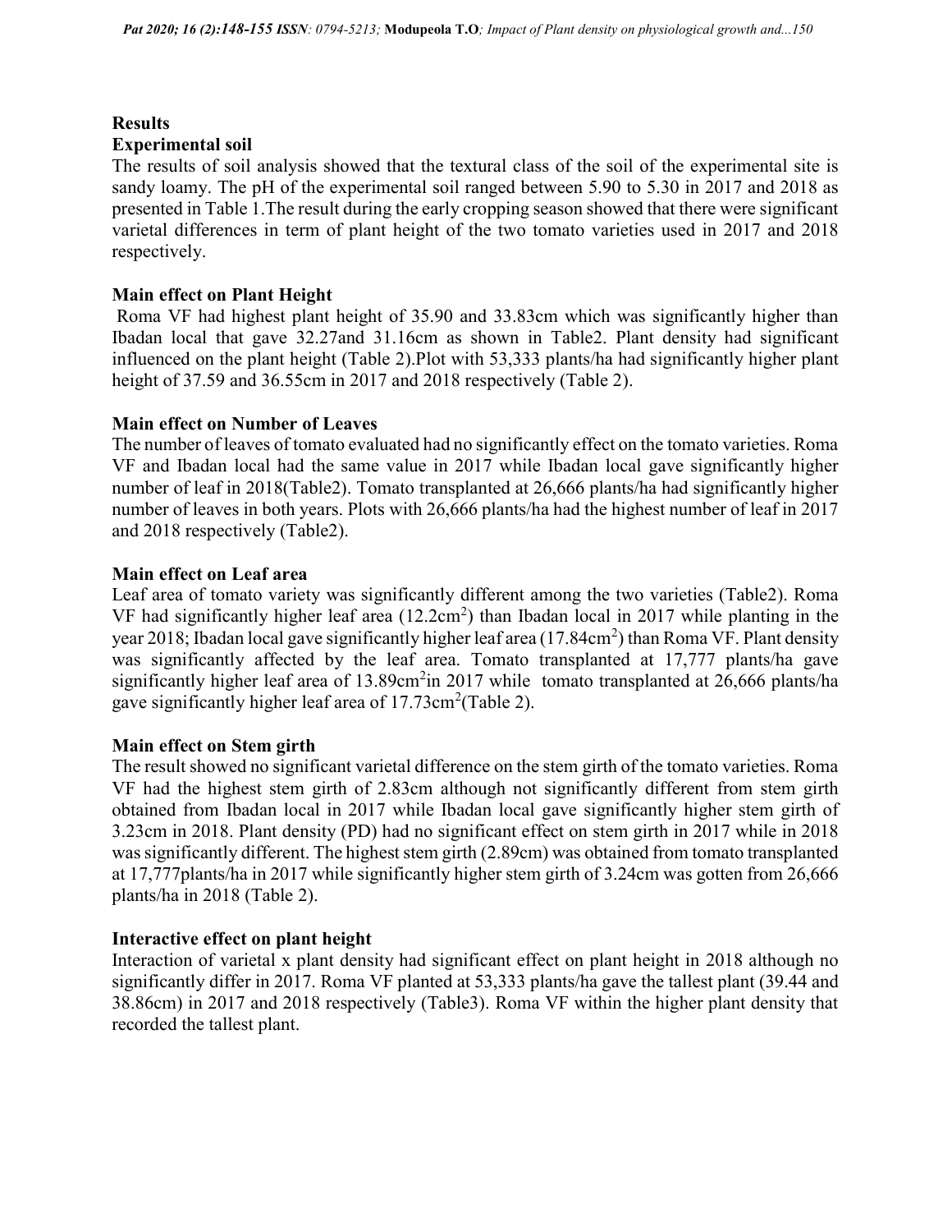## Results

### Experimental soil

The results of soil analysis showed that the textural class of the soil of the experimental site is sandy loamy. The pH of the experimental soil ranged between 5.90 to 5.30 in 2017 and 2018 as presented in Table 1.The result during the early cropping season showed that there were significant varietal differences in term of plant height of the two tomato varieties used in 2017 and 2018 respectively.

### Main effect on Plant Height

Roma VF had highest plant height of 35.90 and 33.83cm which was significantly higher than Ibadan local that gave 32.27and 31.16cm as shown in Table2. Plant density had significant influenced on the plant height (Table 2).Plot with 53,333 plants/ha had significantly higher plant height of 37.59 and 36.55cm in 2017 and 2018 respectively (Table 2).

### Main effect on Number of Leaves

The number of leaves of tomato evaluated had no significantly effect on the tomato varieties. Roma VF and Ibadan local had the same value in 2017 while Ibadan local gave significantly higher number of leaf in 2018(Table2). Tomato transplanted at 26,666 plants/ha had significantly higher number of leaves in both years. Plots with 26,666 plants/ha had the highest number of leaf in 2017 and 2018 respectively (Table2).

### Main effect on Leaf area

Leaf area of tomato variety was significantly different among the two varieties (Table2). Roma VF had significantly higher leaf area (12.2cm$^2$) than Ibadan local in 2017 while planting in the year 2018; Ibadan local gave significantly higher leaf area (17.84cm$^2$) than Roma VF. Plant density was significantly affected by the leaf area. Tomato transplanted at 17,777 plants/ha gave significantly higher leaf area of 13.89cm$^2$in 2017 while tomato transplanted at 26,666 plants/ha gave significantly higher leaf area of 17.73cm$^2$(Table 2).

### Main effect on Stem girth

The result showed no significant varietal difference on the stem girth of the tomato varieties. Roma VF had the highest stem girth of 2.83cm although not significantly different from stem girth obtained from Ibadan local in 2017 while Ibadan local gave significantly higher stem girth of 3.23cm in 2018. Plant density (PD) had no significant effect on stem girth in 2017 while in 2018 was significantly different. The highest stem girth (2.89cm) was obtained from tomato transplanted at 17,777plants/ha in 2017 while significantly higher stem girth of 3.24cm was gotten from 26,666 plants/ha in 2018 (Table 2).

### Interactive effect on plant height

Interaction of varietal x plant density had significant effect on plant height in 2018 although no significantly differ in 2017. Roma VF planted at 53,333 plants/ha gave the tallest plant (39.44 and 38.86cm) in 2017 and 2018 respectively (Table3). Roma VF within the higher plant density that recorded the tallest plant.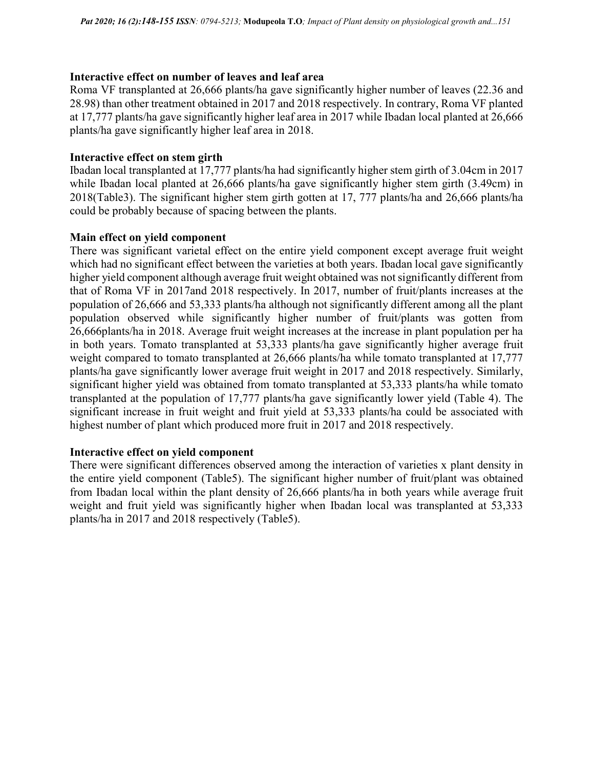**Interactive effect on number of leaves and leaf area**

Roma VF transplanted at 26,666 plants/ha gave significantly higher number of leaves (22.36 and 28.98) than other treatment obtained in 2017 and 2018 respectively. In contrary, Roma VF planted at 17,777 plants/ha gave significantly higher leaf area in 2017 while Ibadan local planted at 26,666 plants/ha gave significantly higher leaf area in 2018.

**Interactive effect on stem girth**

Ibadan local transplanted at 17,777 plants/ha had significantly higher stem girth of 3.04cm in 2017 while Ibadan local planted at 26,666 plants/ha gave significantly higher stem girth (3.49cm) in 2018(Table3). The significant higher stem girth gotten at 17, 777 plants/ha and 26,666 plants/ha could be probably because of spacing between the plants.

**Main effect on yield component**

There was significant varietal effect on the entire yield component except average fruit weight which had no significant effect between the varieties at both years. Ibadan local gave significantly higher yield component although average fruit weight obtained was not significantly different from that of Roma VF in 2017and 2018 respectively. In 2017, number of fruit/plants increases at the population of 26,666 and 53,333 plants/ha although not significantly different among all the plant population observed while significantly higher number of fruit/plants was gotten from 26,666plants/ha in 2018. Average fruit weight increases at the increase in plant population per ha in both years. Tomato transplanted at 53,333 plants/ha gave significantly higher average fruit weight compared to tomato transplanted at 26,666 plants/ha while tomato transplanted at 17,777 plants/ha gave significantly lower average fruit weight in 2017 and 2018 respectively. Similarly, significant higher yield was obtained from tomato transplanted at 53,333 plants/ha while tomato transplanted at the population of 17,777 plants/ha gave significantly lower yield (Table 4). The significant increase in fruit weight and fruit yield at 53,333 plants/ha could be associated with highest number of plant which produced more fruit in 2017 and 2018 respectively.

**Interactive effect on yield component**

There were significant differences observed among the interaction of varieties x plant density in the entire yield component (Table5). The significant higher number of fruit/plant was obtained from Ibadan local within the plant density of 26,666 plants/ha in both years while average fruit weight and fruit yield was significantly higher when Ibadan local was transplanted at 53,333 plants/ha in 2017 and 2018 respectively (Table5).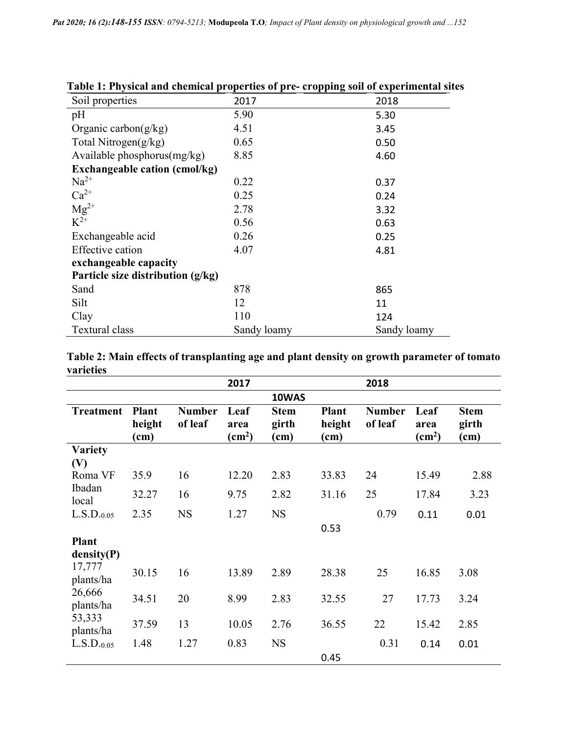**Table 1: Physical and chemical properties of pre- cropping soil of experimental sites**

| Soil properties | 2017 | 2018 |
|---|---|---|
| pH | 5.90 | 5.30 |
| Organic carbon(g/kg) | 4.51 | 3.45 |
| Total Nitrogen(g/kg) | 0.65 | 0.50 |
| Available phosphorus(mg/kg) | 8.85 | 4.60 |
| **Exchangeable cation (cmol/kg)** | | |
| $Na^{2+}$ | 0.22 | 0.37 |
| $Ca^{2+}$ | 0.25 | 0.24 |
| $Mg^{2+}$ | 2.78 | 3.32 |
| $K^{2+}$ | 0.56 | 0.63 |
| Exchangeable acid | 0.26 | 0.25 |
| Effective cation **exchangeable capacity** | 4.07 | 4.81 |
| **Particle size distribution (g/kg)** | | |
| Sand | 878 | 865 |
| Silt | 12 | 11 |
| Clay | 110 | 124 |
| Textural class | Sandy loamy | Sandy loamy |

**Table 2: Main effects of transplanting age and plant density on growth parameter of tomato varieties**

| | 2017 | | | | 2018 | | | |
|---|---|---|---|---|---|---|---|---|
| | 10WAS | | | | | | | |
| **Treatment** | **Plant height (cm)** | **Number of leaf** | **Leaf area ($cm^2$)** | **Stem girth (cm)** | **Plant height (cm)** | **Number of leaf** | **Leaf area ($cm^2$)** | **Stem girth (cm)** |
| **Variety (V)** | | | | | | | | |
| Roma VF | 35.9 | 16 | 12.20 | 2.83 | 33.83 | 24 | 15.49 | 2.88 |
| Ibadan local | 32.27 | 16 | 9.75 | 2.82 | 31.16 | 25 | 17.84 | 3.23 |
| $L.S.D._{0.05}$ | 2.35 | NS | 1.27 | NS | 0.53 | 0.79 | 0.11 | 0.01 |
| **Plant density(P)** | | | | | | | | |
| 17,777 plants/ha | 30.15 | 16 | 13.89 | 2.89 | 28.38 | 25 | 16.85 | 3.08 |
| 26,666 plants/ha | 34.51 | 20 | 8.99 | 2.83 | 32.55 | 27 | 17.73 | 3.24 |
| 53,333 plants/ha | 37.59 | 13 | 10.05 | 2.76 | 36.55 | 22 | 15.42 | 2.85 |
| $L.S.D._{0.05}$ | 1.48 | 1.27 | 0.83 | NS | 0.45 | 0.31 | 0.14 | 0.01 |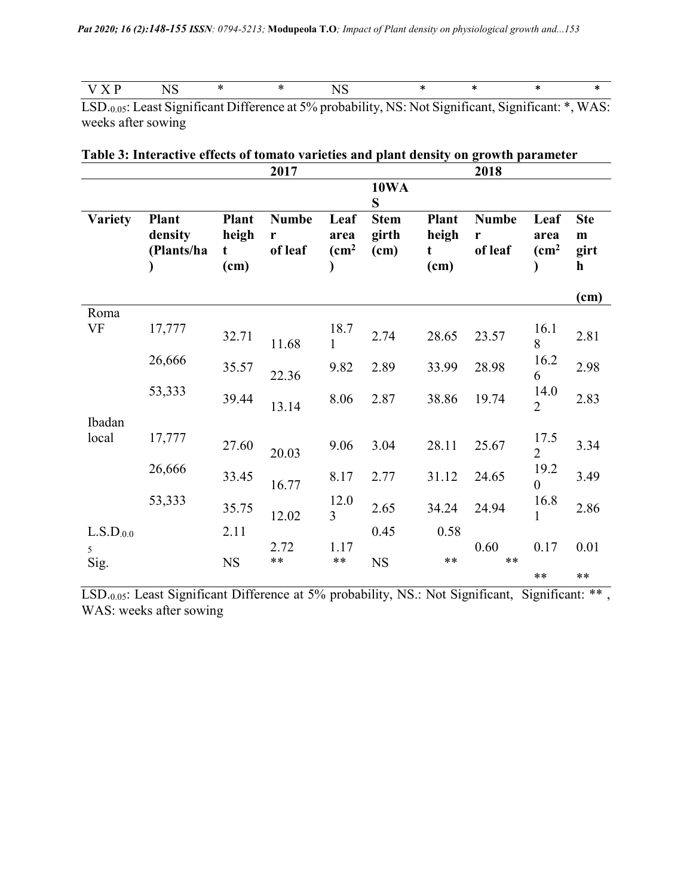| V X P | NS | * | * | NS | * | * | * | * |
|---|---|---|---|---|---|---|---|---|

$LSD_{0.05}$: Least Significant Difference at 5% probability, NS: Not Significant, Significant: *, WAS: weeks after sowing

**Table 3: Interactive effects of tomato varieties and plant density on growth parameter**

| | | 2017 | | | | 2018 | | | |
|---|---|---|---|---|---|---|---|---|---|
| | | | | | 10WAS | | | | |
| **Variety** | **Plant density (Plants/ha)** | **Plant height (cm)** | **Number of leaf** | **Leaf area ($cm^2$)** | **Stem girth (cm)** | **Plant height (cm)** | **Number of leaf** | **Leaf area ($cm^2$)** | **Stem girth (cm)** |
| Roma VF | 17,777 | 32.71 | 11.68 | 18.71 | 2.74 | 28.65 | 23.57 | 16.18 | 2.81 |
| | 26,666 | 35.57 | 22.36 | 9.82 | 2.89 | 33.99 | 28.98 | 16.26 | 2.98 |
| | 53,333 | 39.44 | 13.14 | 8.06 | 2.87 | 38.86 | 19.74 | 14.02 | 2.83 |
| Ibadan local | 17,777 | 27.60 | 20.03 | 9.06 | 3.04 | 28.11 | 25.67 | 17.52 | 3.34 |
| | 26,666 | 33.45 | 16.77 | 8.17 | 2.77 | 31.12 | 24.65 | 19.20 | 3.49 |
| | 53,333 | 35.75 | 12.02 | 12.03 | 2.65 | 34.24 | 24.94 | 16.81 | 2.86 |
| $L.S.D_{0.05}$ | | 2.11 | 2.72 | 1.17 | 0.45 | 0.58 | 0.60 | 0.17 | 0.01 |
| Sig. | | NS | ** | ** | NS | ** | ** | ** | ** |

$LSD_{0.05}$: Least Significant Difference at 5% probability, NS.: Not Significant, Significant: ** , WAS: weeks after sowing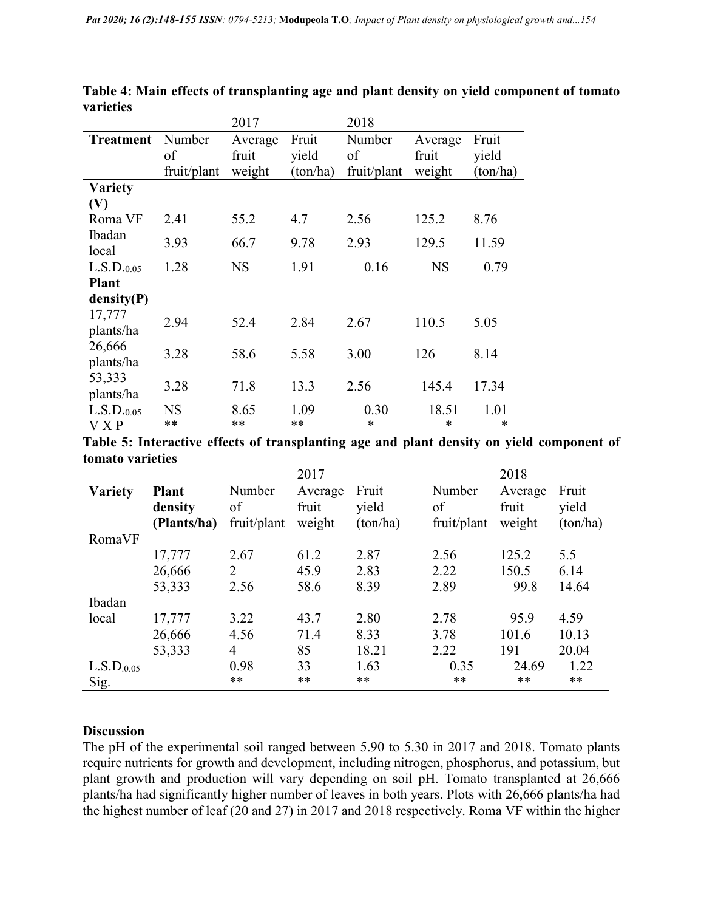**Table 4: Main effects of transplanting age and plant density on yield component of tomato varieties**

| | 2017 | | | 2018 | | |
|---|---|---|---|---|---|---|
| **Treatment** | Number of fruit/plant | Average fruit weight | Fruit yield (ton/ha) | Number of fruit/plant | Average fruit weight | Fruit yield (ton/ha) |
| **Variety (V)** | | | | | | |
| Roma VF | 2.41 | 55.2 | 4.7 | 2.56 | 125.2 | 8.76 |
| Ibadan local | 3.93 | 66.7 | 9.78 | 2.93 | 129.5 | 11.59 |
| L.S.D.$_{0.05}$ | 1.28 | NS | 1.91 | 0.16 | NS | 0.79 |
| **Plant density(P)** | | | | | | |
| 17,777 plants/ha | 2.94 | 52.4 | 2.84 | 2.67 | 110.5 | 5.05 |
| 26,666 plants/ha | 3.28 | 58.6 | 5.58 | 3.00 | 126 | 8.14 |
| 53,333 plants/ha | 3.28 | 71.8 | 13.3 | 2.56 | 145.4 | 17.34 |
| L.S.D.$_{0.05}$ | NS | 8.65 | 1.09 | 0.30 | 18.51 | 1.01 |
| V X P | ** | ** | ** | * | * | * |

**Table 5: Interactive effects of transplanting age and plant density on yield component of tomato varieties**

| | | 2017 | | | 2018 | | |
|---|---|---|---|---|---|---|---|
| **Variety** | **Plant density (Plants/ha)** | Number of fruit/plant | Average fruit weight | Fruit yield (ton/ha) | Number of fruit/plant | Average fruit weight | Fruit yield (ton/ha) |
| RomaVF | | | | | | | |
| | 17,777 | 2.67 | 61.2 | 2.87 | 2.56 | 125.2 | 5.5 |
| | 26,666 | 2 | 45.9 | 2.83 | 2.22 | 150.5 | 6.14 |
| | 53,333 | 2.56 | 58.6 | 8.39 | 2.89 | 99.8 | 14.64 |
| Ibadan local | | | | | | | |
| | 17,777 | 3.22 | 43.7 | 2.80 | 2.78 | 95.9 | 4.59 |
| | 26,666 | 4.56 | 71.4 | 8.33 | 3.78 | 101.6 | 10.13 |
| | 53,333 | 4 | 85 | 18.21 | 2.22 | 191 | 20.04 |
| L.S.D.$_{0.05}$ | | 0.98 | 33 | 1.63 | 0.35 | 24.69 | 1.22 |
| Sig. | | ** | ** | ** | ** | ** | ** |

**Discussion**

The pH of the experimental soil ranged between 5.90 to 5.30 in 2017 and 2018. Tomato plants require nutrients for growth and development, including nitrogen, phosphorus, and potassium, but plant growth and production will vary depending on soil pH. Tomato transplanted at 26,666 plants/ha had significantly higher number of leaves in both years. Plots with 26,666 plants/ha had the highest number of leaf (20 and 27) in 2017 and 2018 respectively. Roma VF within the higher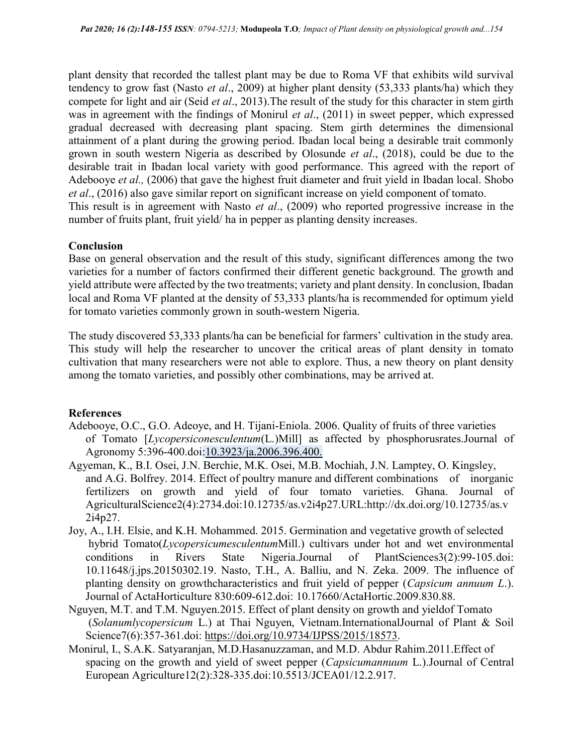plant density that recorded the tallest plant may be due to Roma VF that exhibits wild survival tendency to grow fast (Nasto *et al*., 2009) at higher plant density (53,333 plants/ha) which they compete for light and air (Seid *et al*., 2013).The result of the study for this character in stem girth was in agreement with the findings of Monirul *et al*., (2011) in sweet pepper, which expressed gradual decreased with decreasing plant spacing. Stem girth determines the dimensional attainment of a plant during the growing period. Ibadan local being a desirable trait commonly grown in south western Nigeria as described by Olosunde *et al*., (2018), could be due to the desirable trait in Ibadan local variety with good performance. This agreed with the report of Adebooye *et al.,* (2006) that gave the highest fruit diameter and fruit yield in Ibadan local. Shobo *et al*., (2016) also gave similar report on significant increase on yield component of tomato. This result is in agreement with Nasto *et al*., (2009) who reported progressive increase in the number of fruits plant, fruit yield/ ha in pepper as planting density increases.

## Conclusion

Base on general observation and the result of this study, significant differences among the two varieties for a number of factors confirmed their different genetic background. The growth and yield attribute were affected by the two treatments; variety and plant density. In conclusion, Ibadan local and Roma VF planted at the density of 53,333 plants/ha is recommended for optimum yield for tomato varieties commonly grown in south-western Nigeria.

The study discovered 53,333 plants/ha can be beneficial for farmers' cultivation in the study area. This study will help the researcher to uncover the critical areas of plant density in tomato cultivation that many researchers were not able to explore. Thus, a new theory on plant density among the tomato varieties, and possibly other combinations, may be arrived at.

## References

Adebooye, O.C., G.O. Adeoye, and H. Tijani-Eniola. 2006. Quality of fruits of three varieties of Tomato [*Lycopersiconesculentum*(L.)Mill] as affected by phosphorusrates.Journal of Agronomy 5:396-400.doi:10.3923/ja.2006.396.400.

Agyeman, K., B.I. Osei, J.N. Berchie, M.K. Osei, M.B. Mochiah, J.N. Lamptey, O. Kingsley, and A.G. Bolfrey. 2014. Effect of poultry manure and different combinations of inorganic fertilizers on growth and yield of four tomato varieties. Ghana. Journal of AgriculturalScience2(4):2734.doi:10.12735/as.v2i4p27.URL:http://dx.doi.org/10.12735/as.v2i4p27.

Joy, A., I.H. Elsie, and K.H. Mohammed. 2015. Germination and vegetative growth of selected hybrid Tomato(*Lycopersicumesculentum*Mill.) cultivars under hot and wet environmental conditions in Rivers State Nigeria.Journal of PlantSciences3(2):99-105.doi: 10.11648/j.jps.20150302.19. Nasto, T.H., A. Balliu, and N. Zeka. 2009. The influence of planting density on growthcharacteristics and fruit yield of pepper (*Capsicum annuum L*.). Journal of ActaHorticulture 830:609-612.doi: 10.17660/ActaHortic.2009.830.88.

Nguyen, M.T. and T.M. Nguyen.2015. Effect of plant density on growth and yieldof Tomato (*Solanumlycopersicum* L.) at Thai Nguyen, Vietnam.InternationalJournal of Plant & Soil Science7(6):357-361.doi: https://doi.org/10.9734/IJPSS/2015/18573.

Monirul, I., S.A.K. Satyaranjan, M.D.Hasanuzzaman, and M.D. Abdur Rahim.2011.Effect of spacing on the growth and yield of sweet pepper (*Capsicumannuum* L.).Journal of Central European Agriculture12(2):328-335.doi:10.5513/JCEA01/12.2.917.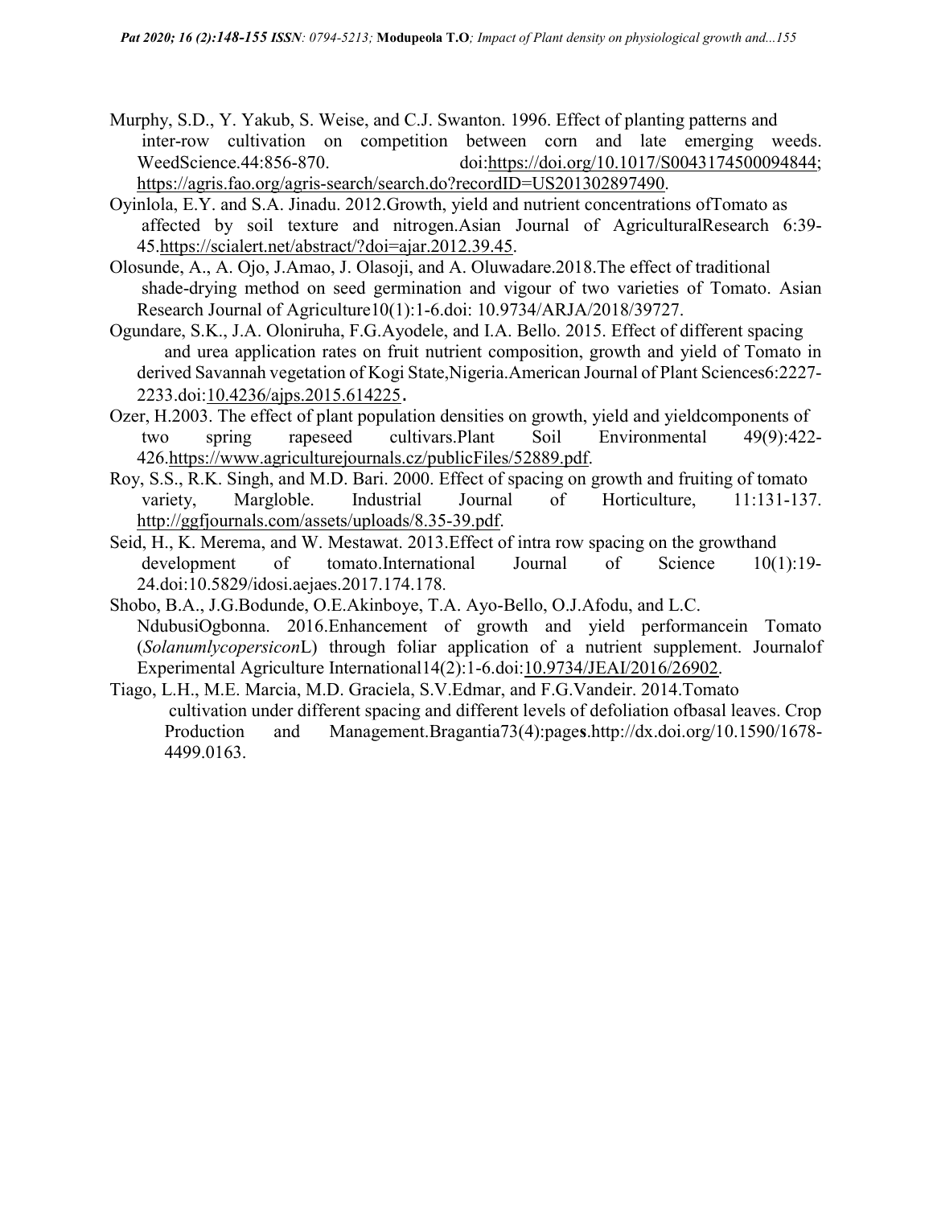Murphy, S.D., Y. Yakub, S. Weise, and C.J. Swanton. 1996. Effect of planting patterns and inter-row cultivation on competition between corn and late emerging weeds. WeedScience.44:856-870. doi:https://doi.org/10.1017/S0043174500094844; https://agris.fao.org/agris-search/search.do?recordID=US201302897490.

Oyinlola, E.Y. and S.A. Jinadu. 2012.Growth, yield and nutrient concentrations ofTomato as affected by soil texture and nitrogen.Asian Journal of AgriculturalResearch 6:39-45.https://scialert.net/abstract/?doi=ajar.2012.39.45.

Olosunde, A., A. Ojo, J.Amao, J. Olasoji, and A. Oluwadare.2018.The effect of traditional shade-drying method on seed germination and vigour of two varieties of Tomato. Asian Research Journal of Agriculture10(1):1-6.doi: 10.9734/ARJA/2018/39727.

Ogundare, S.K., J.A. Oloniruha, F.G.Ayodele, and I.A. Bello. 2015. Effect of different spacing and urea application rates on fruit nutrient composition, growth and yield of Tomato in derived Savannah vegetation of Kogi State,Nigeria.American Journal of Plant Sciences6:2227-2233.doi:10.4236/ajps.2015.614225.

Ozer, H.2003. The effect of plant population densities on growth, yield and yieldcomponents of two spring rapeseed cultivars.Plant Soil Environmental 49(9):422-426.https://www.agriculturejournals.cz/publicFiles/52889.pdf.

Roy, S.S., R.K. Singh, and M.D. Bari. 2000. Effect of spacing on growth and fruiting of tomato variety, Margloble. Industrial Journal of Horticulture, 11:131-137. http://ggfjournals.com/assets/uploads/8.35-39.pdf.

Seid, H., K. Merema, and W. Mestawat. 2013.Effect of intra row spacing on the growthand development of tomato.International Journal of Science 10(1):19-24.doi:10.5829/idosi.aejaes.2017.174.178.

Shobo, B.A., J.G.Bodunde, O.E.Akinboye, T.A. Ayo-Bello, O.J.Afodu, and L.C. NdubusiOgbonna. 2016.Enhancement of growth and yield performancein Tomato (*Solanumlycopersicon*L) through foliar application of a nutrient supplement. Journalof Experimental Agriculture International14(2):1-6.doi:10.9734/JEAI/2016/26902.

Tiago, L.H., M.E. Marcia, M.D. Graciela, S.V.Edmar, and F.G.Vandeir. 2014.Tomato cultivation under different spacing and different levels of defoliation ofbasal leaves. Crop Production and Management.Bragantia73(4):pages.http://dx.doi.org/10.1590/1678-4499.0163.